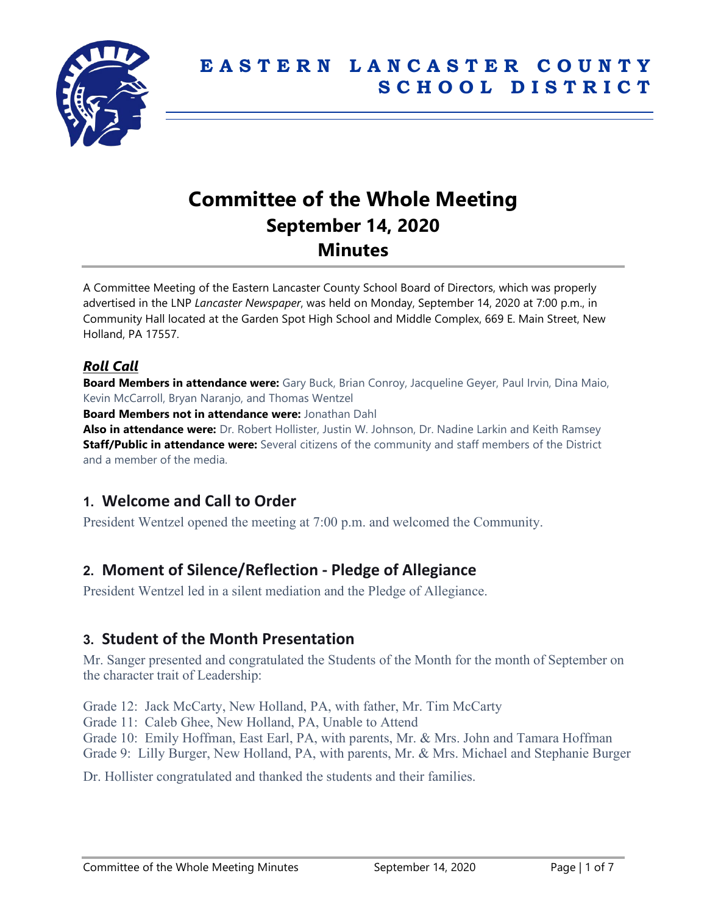# EASTERN LANCASTER COUNTY SCHOOL DISTRICT

# Committee of the Whole Meeting
## September 14, 2020
## Minutes

A Committee Meeting of the Eastern Lancaster County School Board of Directors, which was properly advertised in the LNP *Lancaster Newspaper*, was held on Monday, September 14, 2020 at 7:00 p.m., in Community Hall located at the Garden Spot High School and Middle Complex, 669 E. Main Street, New Holland, PA 17557.

### *Roll Call*

**Board Members in attendance were:** Gary Buck, Brian Conroy, Jacqueline Geyer, Paul Irvin, Dina Maio, Kevin McCarroll, Bryan Naranjo, and Thomas Wentzel
**Board Members not in attendance were:** Jonathan Dahl
**Also in attendance were:** Dr. Robert Hollister, Justin W. Johnson, Dr. Nadine Larkin and Keith Ramsey
**Staff/Public in attendance were:** Several citizens of the community and staff members of the District and a member of the media.

## 1. Welcome and Call to Order

President Wentzel opened the meeting at 7:00 p.m. and welcomed the Community.

## 2. Moment of Silence/Reflection - Pledge of Allegiance

President Wentzel led in a silent mediation and the Pledge of Allegiance.

## 3. Student of the Month Presentation

Mr. Sanger presented and congratulated the Students of the Month for the month of September on the character trait of Leadership:

Grade 12: Jack McCarty, New Holland, PA, with father, Mr. Tim McCarty
Grade 11: Caleb Ghee, New Holland, PA, Unable to Attend
Grade 10: Emily Hoffman, East Earl, PA, with parents, Mr. & Mrs. John and Tamara Hoffman
Grade 9: Lilly Burger, New Holland, PA, with parents, Mr. & Mrs. Michael and Stephanie Burger

Dr. Hollister congratulated and thanked the students and their families.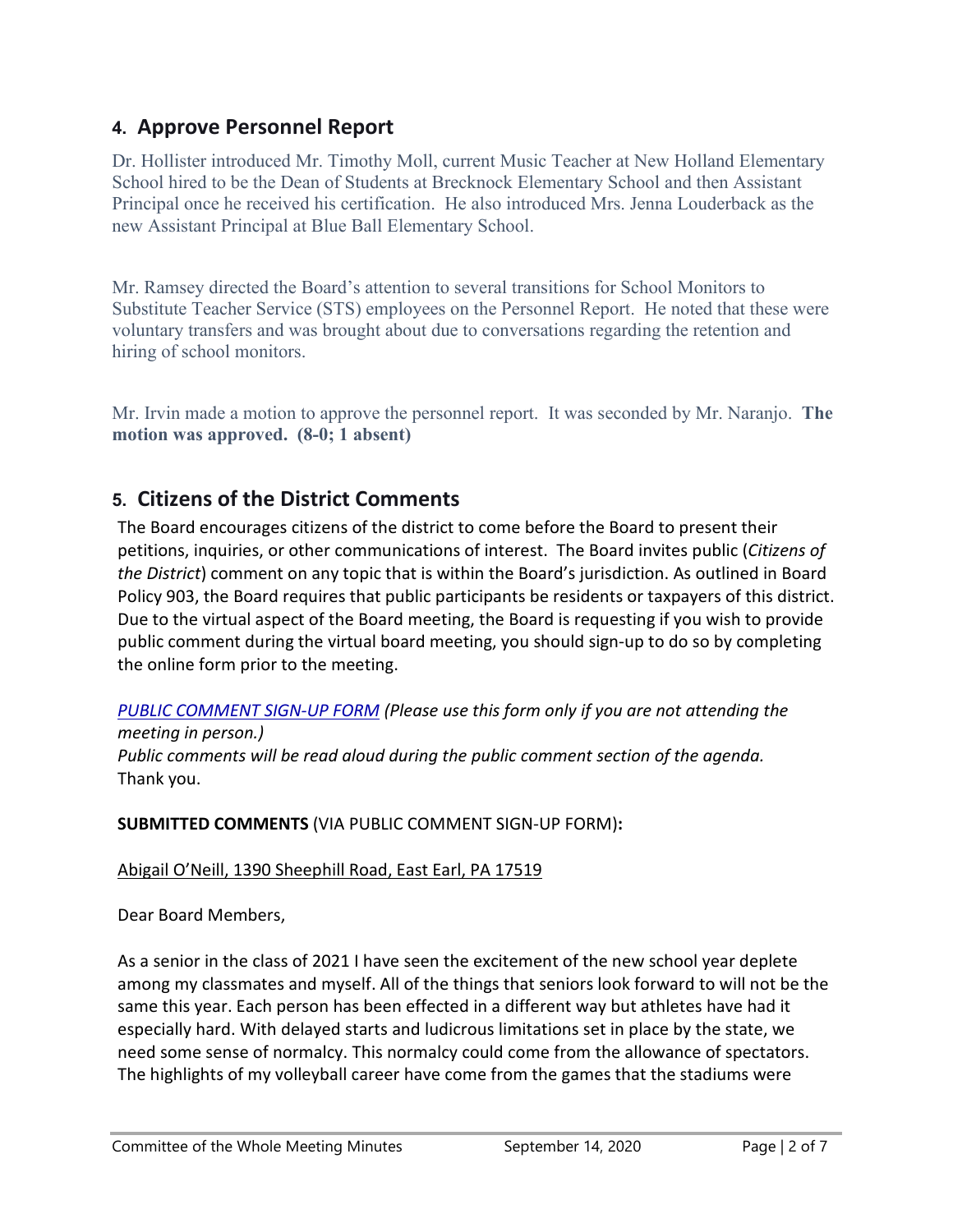## 4. Approve Personnel Report

Dr. Hollister introduced Mr. Timothy Moll, current Music Teacher at New Holland Elementary School hired to be the Dean of Students at Brecknock Elementary School and then Assistant Principal once he received his certification. He also introduced Mrs. Jenna Louderback as the new Assistant Principal at Blue Ball Elementary School.

Mr. Ramsey directed the Board's attention to several transitions for School Monitors to Substitute Teacher Service (STS) employees on the Personnel Report. He noted that these were voluntary transfers and was brought about due to conversations regarding the retention and hiring of school monitors.

Mr. Irvin made a motion to approve the personnel report. It was seconded by Mr. Naranjo. **The motion was approved. (8-0; 1 absent)**

## 5. Citizens of the District Comments

The Board encourages citizens of the district to come before the Board to present their petitions, inquiries, or other communications of interest. The Board invites public (*Citizens of the District*) comment on any topic that is within the Board's jurisdiction. As outlined in Board Policy 903, the Board requires that public participants be residents or taxpayers of this district. Due to the virtual aspect of the Board meeting, the Board is requesting if you wish to provide public comment during the virtual board meeting, you should sign-up to do so by completing the online form prior to the meeting.

*PUBLIC COMMENT SIGN-UP FORM (Please use this form only if you are not attending the meeting in person.)*
*Public comments will be read aloud during the public comment section of the agenda.*
Thank you.

**SUBMITTED COMMENTS** (VIA PUBLIC COMMENT SIGN-UP FORM)**:**

Abigail O'Neill, 1390 Sheephill Road, East Earl, PA 17519

Dear Board Members,

As a senior in the class of 2021 I have seen the excitement of the new school year deplete among my classmates and myself. All of the things that seniors look forward to will not be the same this year. Each person has been effected in a different way but athletes have had it especially hard. With delayed starts and ludicrous limitations set in place by the state, we need some sense of normalcy. This normalcy could come from the allowance of spectators. The highlights of my volleyball career have come from the games that the stadiums were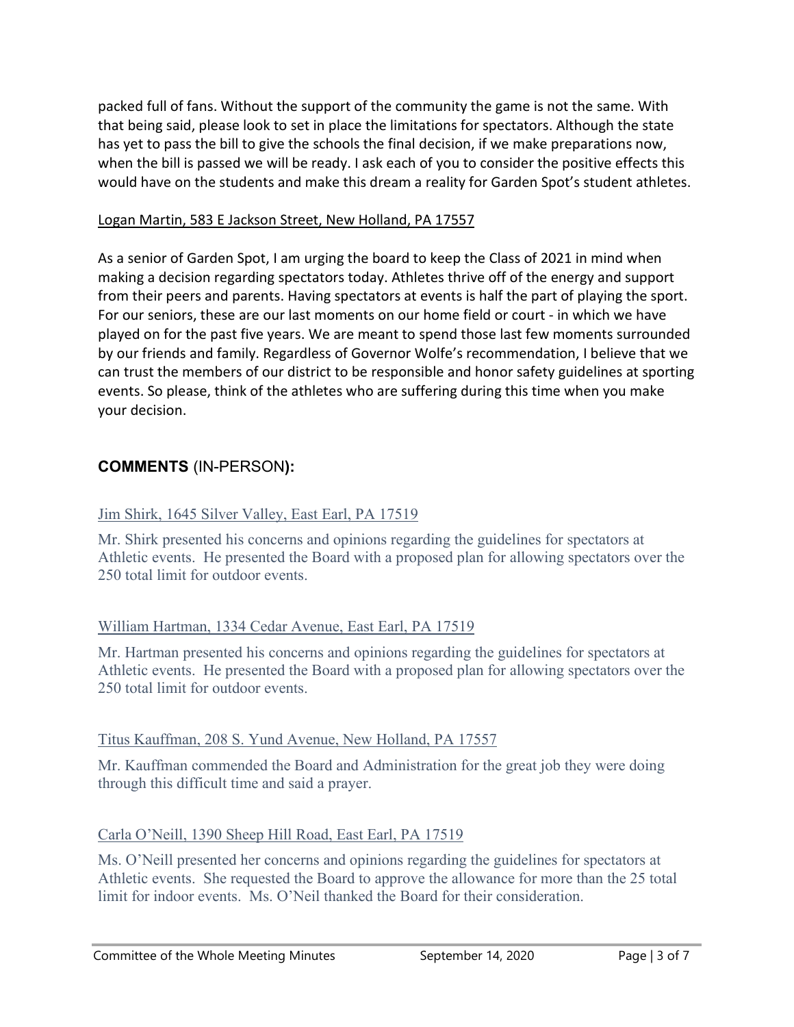packed full of fans. Without the support of the community the game is not the same. With that being said, please look to set in place the limitations for spectators. Although the state has yet to pass the bill to give the schools the final decision, if we make preparations now, when the bill is passed we will be ready. I ask each of you to consider the positive effects this would have on the students and make this dream a reality for Garden Spot's student athletes.

Logan Martin, 583 E Jackson Street, New Holland, PA 17557

As a senior of Garden Spot, I am urging the board to keep the Class of 2021 in mind when making a decision regarding spectators today. Athletes thrive off of the energy and support from their peers and parents. Having spectators at events is half the part of playing the sport. For our seniors, these are our last moments on our home field or court - in which we have played on for the past five years. We are meant to spend those last few moments surrounded by our friends and family. Regardless of Governor Wolfe's recommendation, I believe that we can trust the members of our district to be responsible and honor safety guidelines at sporting events. So please, think of the athletes who are suffering during this time when you make your decision.

## **COMMENTS** (IN-PERSON)**:**

Jim Shirk, 1645 Silver Valley, East Earl, PA 17519

Mr. Shirk presented his concerns and opinions regarding the guidelines for spectators at Athletic events. He presented the Board with a proposed plan for allowing spectators over the 250 total limit for outdoor events.

William Hartman, 1334 Cedar Avenue, East Earl, PA 17519

Mr. Hartman presented his concerns and opinions regarding the guidelines for spectators at Athletic events. He presented the Board with a proposed plan for allowing spectators over the 250 total limit for outdoor events.

Titus Kauffman, 208 S. Yund Avenue, New Holland, PA 17557

Mr. Kauffman commended the Board and Administration for the great job they were doing through this difficult time and said a prayer.

Carla O'Neill, 1390 Sheep Hill Road, East Earl, PA 17519

Ms. O'Neill presented her concerns and opinions regarding the guidelines for spectators at Athletic events. She requested the Board to approve the allowance for more than the 25 total limit for indoor events. Ms. O'Neil thanked the Board for their consideration.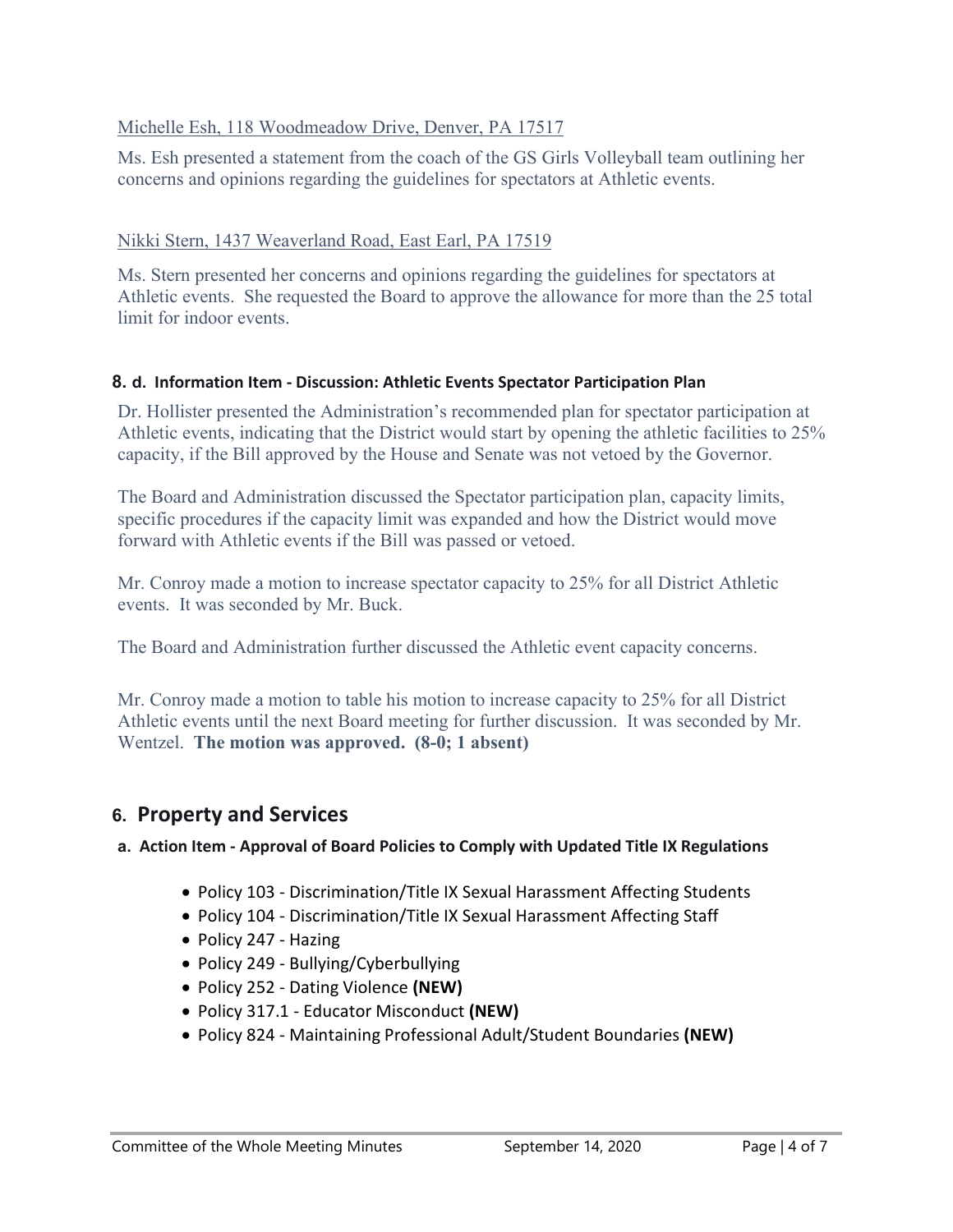Michelle Esh, 118 Woodmeadow Drive, Denver, PA 17517

Ms. Esh presented a statement from the coach of the GS Girls Volleyball team outlining her concerns and opinions regarding the guidelines for spectators at Athletic events.

Nikki Stern, 1437 Weaverland Road, East Earl, PA 17519

Ms. Stern presented her concerns and opinions regarding the guidelines for spectators at Athletic events. She requested the Board to approve the allowance for more than the 25 total limit for indoor events.

### 8. d. Information Item - Discussion: Athletic Events Spectator Participation Plan

Dr. Hollister presented the Administration's recommended plan for spectator participation at Athletic events, indicating that the District would start by opening the athletic facilities to 25% capacity, if the Bill approved by the House and Senate was not vetoed by the Governor.

The Board and Administration discussed the Spectator participation plan, capacity limits, specific procedures if the capacity limit was expanded and how the District would move forward with Athletic events if the Bill was passed or vetoed.

Mr. Conroy made a motion to increase spectator capacity to 25% for all District Athletic events. It was seconded by Mr. Buck.

The Board and Administration further discussed the Athletic event capacity concerns.

Mr. Conroy made a motion to table his motion to increase capacity to 25% for all District Athletic events until the next Board meeting for further discussion. It was seconded by Mr. Wentzel. **The motion was approved. (8-0; 1 absent)**

## 6. Property and Services

### a. Action Item - Approval of Board Policies to Comply with Updated Title IX Regulations

- Policy 103 - Discrimination/Title IX Sexual Harassment Affecting Students
- Policy 104 - Discrimination/Title IX Sexual Harassment Affecting Staff
- Policy 247 - Hazing
- Policy 249 - Bullying/Cyberbullying
- Policy 252 - Dating Violence **(NEW)**
- Policy 317.1 - Educator Misconduct **(NEW)**
- Policy 824 - Maintaining Professional Adult/Student Boundaries **(NEW)**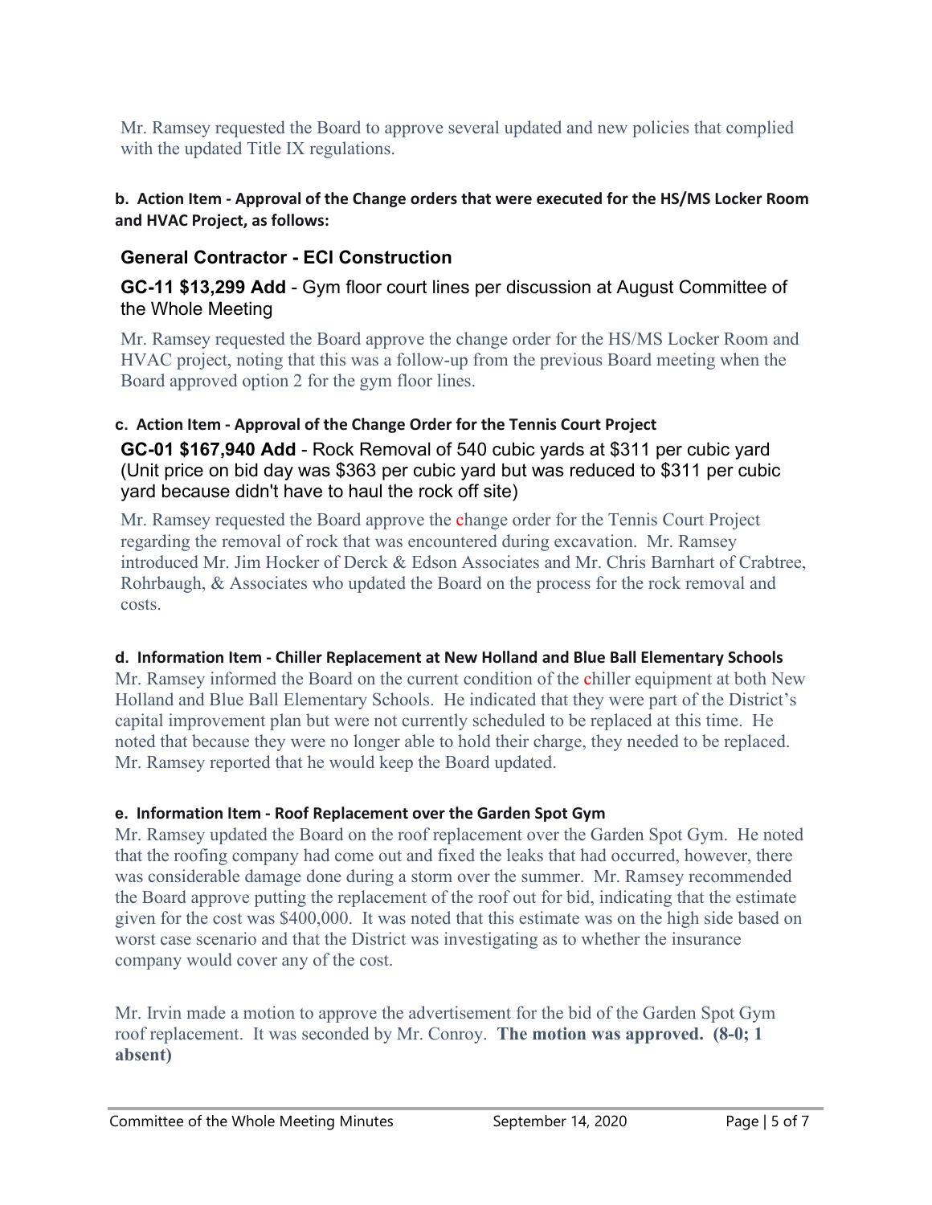Mr. Ramsey requested the Board to approve several updated and new policies that complied with the updated Title IX regulations.

**b. Action Item - Approval of the Change orders that were executed for the HS/MS Locker Room and HVAC Project, as follows:**

### General Contractor - ECI Construction

**GC-11 $13,299 Add** - Gym floor court lines per discussion at August Committee of the Whole Meeting

Mr. Ramsey requested the Board approve the change order for the HS/MS Locker Room and HVAC project, noting that this was a follow-up from the previous Board meeting when the Board approved option 2 for the gym floor lines.

**c. Action Item - Approval of the Change Order for the Tennis Court Project**

**GC-01 $167,940 Add** - Rock Removal of 540 cubic yards at $311 per cubic yard (Unit price on bid day was $363 per cubic yard but was reduced to $311 per cubic yard because didn't have to haul the rock off site)

Mr. Ramsey requested the Board approve the change order for the Tennis Court Project regarding the removal of rock that was encountered during excavation. Mr. Ramsey introduced Mr. Jim Hocker of Derck & Edson Associates and Mr. Chris Barnhart of Crabtree, Rohrbaugh, & Associates who updated the Board on the process for the rock removal and costs.

**d. Information Item - Chiller Replacement at New Holland and Blue Ball Elementary Schools**

Mr. Ramsey informed the Board on the current condition of the chiller equipment at both New Holland and Blue Ball Elementary Schools. He indicated that they were part of the District's capital improvement plan but were not currently scheduled to be replaced at this time. He noted that because they were no longer able to hold their charge, they needed to be replaced. Mr. Ramsey reported that he would keep the Board updated.

**e. Information Item - Roof Replacement over the Garden Spot Gym**

Mr. Ramsey updated the Board on the roof replacement over the Garden Spot Gym. He noted that the roofing company had come out and fixed the leaks that had occurred, however, there was considerable damage done during a storm over the summer. Mr. Ramsey recommended the Board approve putting the replacement of the roof out for bid, indicating that the estimate given for the cost was $400,000. It was noted that this estimate was on the high side based on worst case scenario and that the District was investigating as to whether the insurance company would cover any of the cost.

Mr. Irvin made a motion to approve the advertisement for the bid of the Garden Spot Gym roof replacement. It was seconded by Mr. Conroy. **The motion was approved. (8-0; 1 absent)**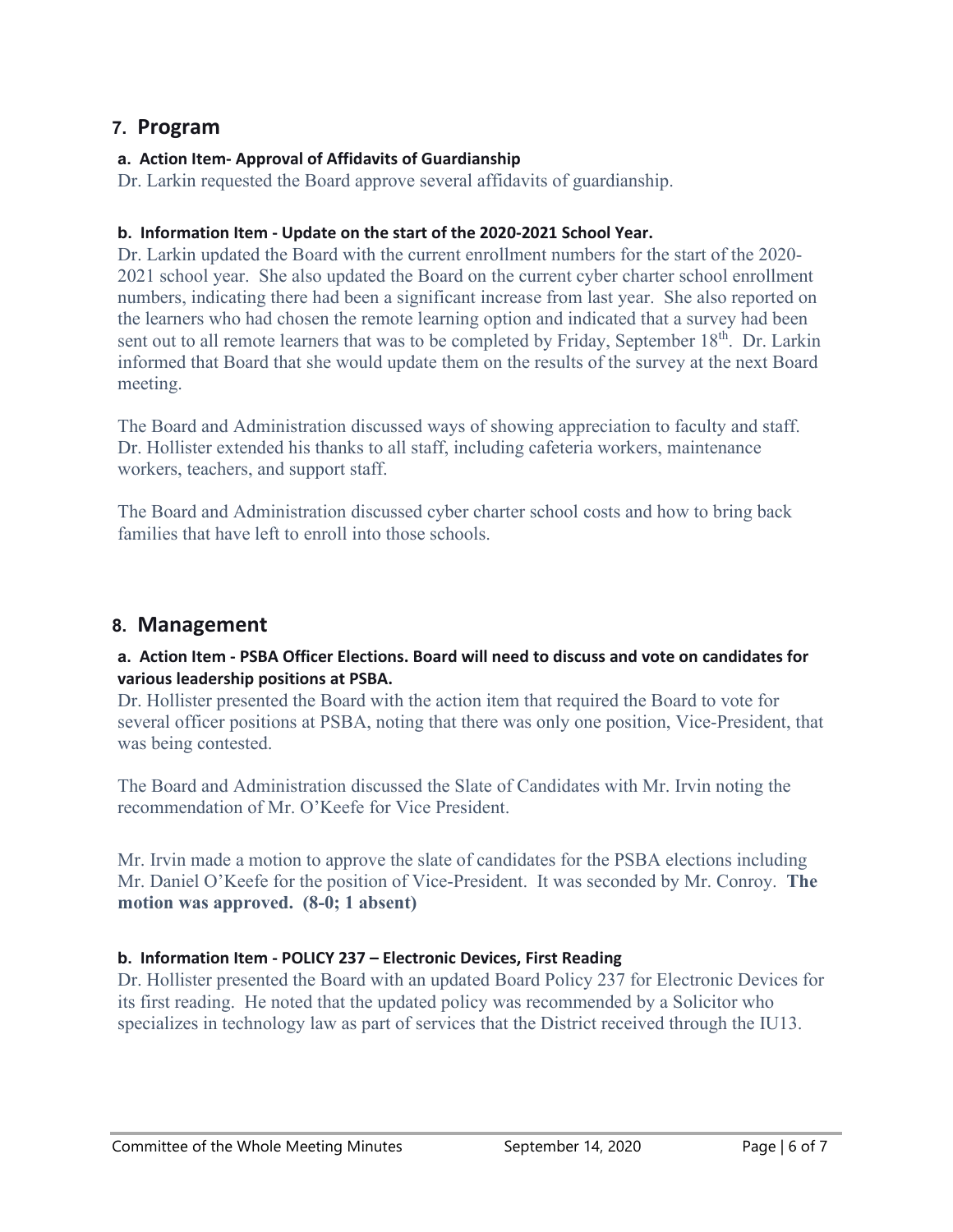## 7. Program

### a. Action Item- Approval of Affidavits of Guardianship

Dr. Larkin requested the Board approve several affidavits of guardianship.

### b. Information Item - Update on the start of the 2020-2021 School Year.

Dr. Larkin updated the Board with the current enrollment numbers for the start of the 2020-2021 school year. She also updated the Board on the current cyber charter school enrollment numbers, indicating there had been a significant increase from last year. She also reported on the learners who had chosen the remote learning option and indicated that a survey had been sent out to all remote learners that was to be completed by Friday, September 18th. Dr. Larkin informed that Board that she would update them on the results of the survey at the next Board meeting.

The Board and Administration discussed ways of showing appreciation to faculty and staff. Dr. Hollister extended his thanks to all staff, including cafeteria workers, maintenance workers, teachers, and support staff.

The Board and Administration discussed cyber charter school costs and how to bring back families that have left to enroll into those schools.

## 8. Management

### a. Action Item - PSBA Officer Elections. Board will need to discuss and vote on candidates for various leadership positions at PSBA.

Dr. Hollister presented the Board with the action item that required the Board to vote for several officer positions at PSBA, noting that there was only one position, Vice-President, that was being contested.

The Board and Administration discussed the Slate of Candidates with Mr. Irvin noting the recommendation of Mr. O'Keefe for Vice President.

Mr. Irvin made a motion to approve the slate of candidates for the PSBA elections including Mr. Daniel O'Keefe for the position of Vice-President. It was seconded by Mr. Conroy. **The motion was approved. (8-0; 1 absent)**

### b. Information Item - POLICY 237 – Electronic Devices, First Reading

Dr. Hollister presented the Board with an updated Board Policy 237 for Electronic Devices for its first reading. He noted that the updated policy was recommended by a Solicitor who specializes in technology law as part of services that the District received through the IU13.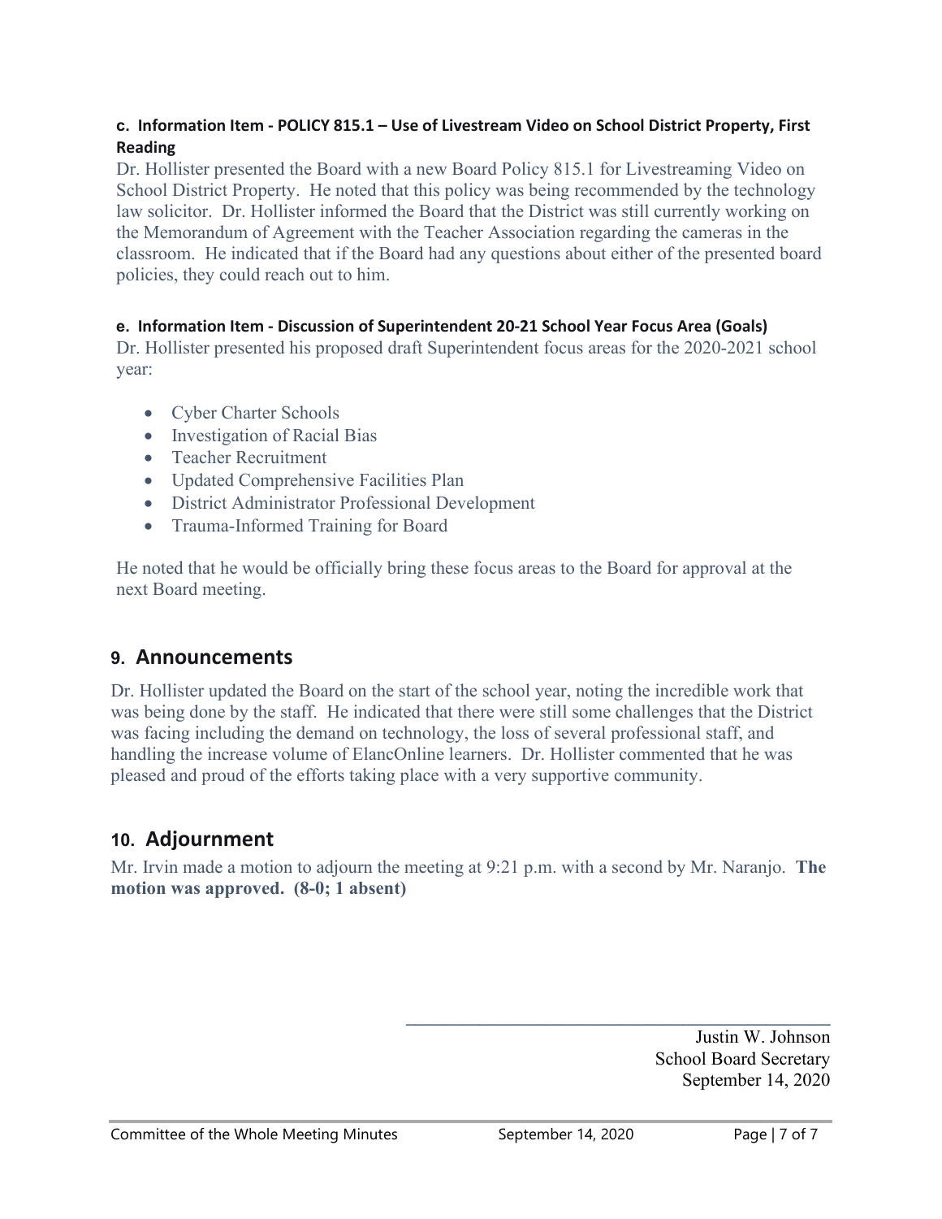**c. Information Item - POLICY 815.1 – Use of Livestream Video on School District Property, First Reading**

Dr. Hollister presented the Board with a new Board Policy 815.1 for Livestreaming Video on School District Property. He noted that this policy was being recommended by the technology law solicitor. Dr. Hollister informed the Board that the District was still currently working on the Memorandum of Agreement with the Teacher Association regarding the cameras in the classroom. He indicated that if the Board had any questions about either of the presented board policies, they could reach out to him.

**e. Information Item - Discussion of Superintendent 20-21 School Year Focus Area (Goals)**

Dr. Hollister presented his proposed draft Superintendent focus areas for the 2020-2021 school year:

- Cyber Charter Schools
- Investigation of Racial Bias
- Teacher Recruitment
- Updated Comprehensive Facilities Plan
- District Administrator Professional Development
- Trauma-Informed Training for Board

He noted that he would be officially bring these focus areas to the Board for approval at the next Board meeting.

## 9. Announcements

Dr. Hollister updated the Board on the start of the school year, noting the incredible work that was being done by the staff. He indicated that there were still some challenges that the District was facing including the demand on technology, the loss of several professional staff, and handling the increase volume of ElancOnline learners. Dr. Hollister commented that he was pleased and proud of the efforts taking place with a very supportive community.

## 10. Adjournment

Mr. Irvin made a motion to adjourn the meeting at 9:21 p.m. with a second by Mr. Naranjo. **The motion was approved. (8-0; 1 absent)**

\_\_\_\_\_\_\_\_\_\_\_\_\_\_\_\_\_\_\_\_\_\_\_\_\_\_\_\_\_\_\_\_\_\_\_\_\_\_\_\_

Justin W. Johnson
School Board Secretary
September 14, 2020